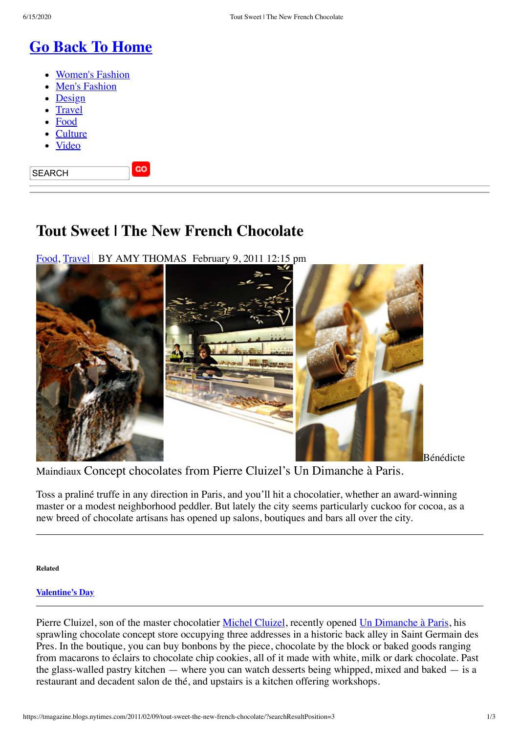# Go Back To Home

- Women's Fashion
- Men's Fashion
- Design
- Travel
- Food
- Culture
- Video

SEARCH GO

## Tout Sweet | The New French Chocolate

Food, Travel | BY AMY THOMAS February 9, 2011 12:15 pm

Bénédicte Maindiaux Concept chocolates from Pierre Cluizel's Un Dimanche à Paris.

Toss a praliné truffe in any direction in Paris, and you'll hit a chocolatier, whether an award-winning master or a modest neighborhood peddler. But lately the city seems particularly cuckoo for cocoa, as a new breed of chocolate artisans has opened up salons, boutiques and bars all over the city.

---

**Related**

**Valentine's Day**

---

Pierre Cluizel, son of the master chocolatier Michel Cluizel, recently opened Un Dimanche à Paris, his sprawling chocolate concept store occupying three addresses in a historic back alley in Saint Germain des Pres. In the boutique, you can buy bonbons by the piece, chocolate by the block or baked goods ranging from macarons to éclairs to chocolate chip cookies, all of it made with white, milk or dark chocolate. Past the glass-walled pastry kitchen — where you can watch desserts being whipped, mixed and baked — is a restaurant and decadent salon de thé, and upstairs is a kitchen offering workshops.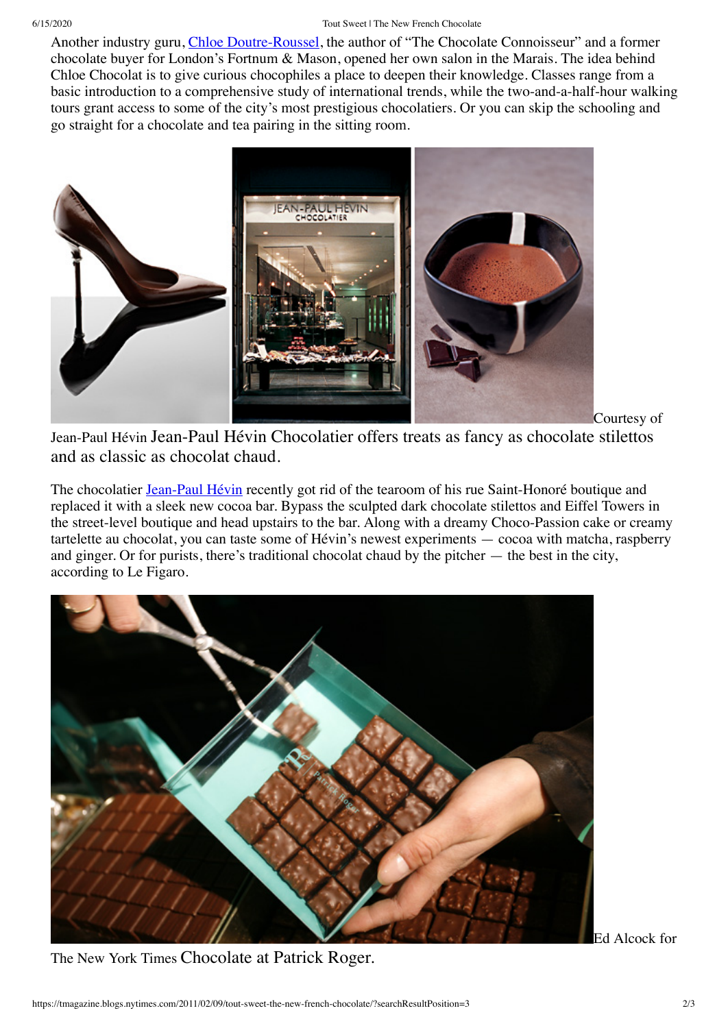Another industry guru, [Chloe Doutre-Roussel](#), the author of "The Chocolate Connoisseur" and a former chocolate buyer for London's Fortnum & Mason, opened her own salon in the Marais. The idea behind Chloe Chocolat is to give curious chocophiles a place to deepen their knowledge. Classes range from a basic introduction to a comprehensive study of international trends, while the two-and-a-half-hour walking tours grant access to some of the city's most prestigious chocolatiers. Or you can skip the schooling and go straight for a chocolate and tea pairing in the sitting room.

Courtesy of Jean-Paul Hévin Jean-Paul Hévin Chocolatier offers treats as fancy as chocolate stilettos and as classic as chocolat chaud.

The chocolatier [Jean-Paul Hévin](#) recently got rid of the tearoom of his rue Saint-Honoré boutique and replaced it with a sleek new cocoa bar. Bypass the sculpted dark chocolate stilettos and Eiffel Towers in the street-level boutique and head upstairs to the bar. Along with a dreamy Choco-Passion cake or creamy tartelette au chocolat, you can taste some of Hévin's newest experiments — cocoa with matcha, raspberry and ginger. Or for purists, there's traditional chocolat chaud by the pitcher — the best in the city, according to Le Figaro.

Ed Alcock for The New York Times Chocolate at Patrick Roger.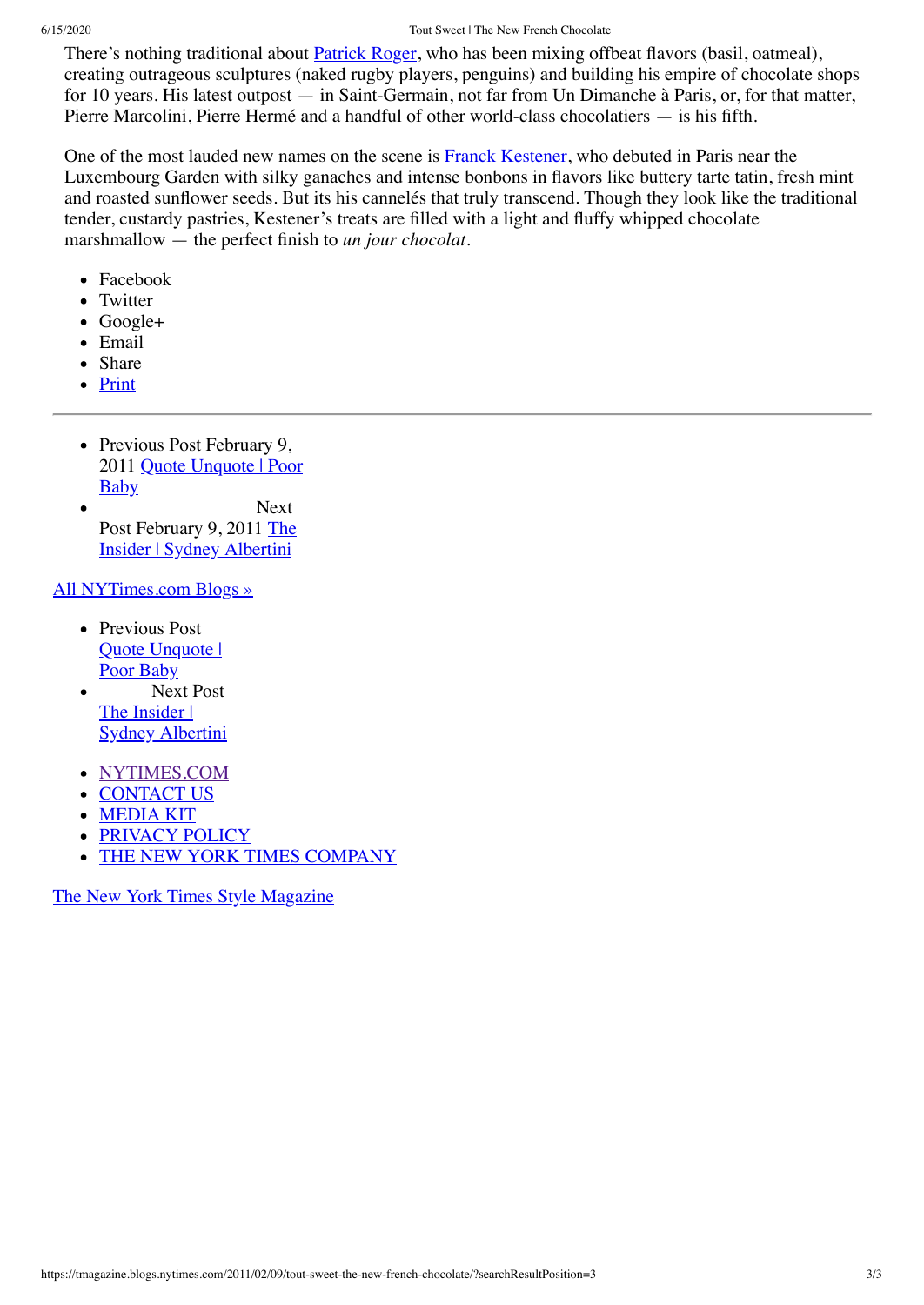There's nothing traditional about Patrick Roger, who has been mixing offbeat flavors (basil, oatmeal), creating outrageous sculptures (naked rugby players, penguins) and building his empire of chocolate shops for 10 years. His latest outpost — in Saint-Germain, not far from Un Dimanche à Paris, or, for that matter, Pierre Marcolini, Pierre Hermé and a handful of other world-class chocolatiers — is his fifth.

One of the most lauded new names on the scene is Franck Kestener, who debuted in Paris near the Luxembourg Garden with silky ganaches and intense bonbons in flavors like buttery tarte tatin, fresh mint and roasted sunflower seeds. But its his cannelés that truly transcend. Though they look like the traditional tender, custardy pastries, Kestener's treats are filled with a light and fluffy whipped chocolate marshmallow — the perfect finish to *un jour chocolat*.

- Facebook
- Twitter
- Google+
- Email
- Share
- Print

---

- Previous Post February 9, 2011 Quote Unquote | Poor Baby
- Next Post February 9, 2011 The Insider | Sydney Albertini

All NYTimes.com Blogs »

- Previous Post Quote Unquote | Poor Baby
- Next Post The Insider | Sydney Albertini

- NYTIMES.COM
- CONTACT US
- MEDIA KIT
- PRIVACY POLICY
- THE NEW YORK TIMES COMPANY

The New York Times Style Magazine